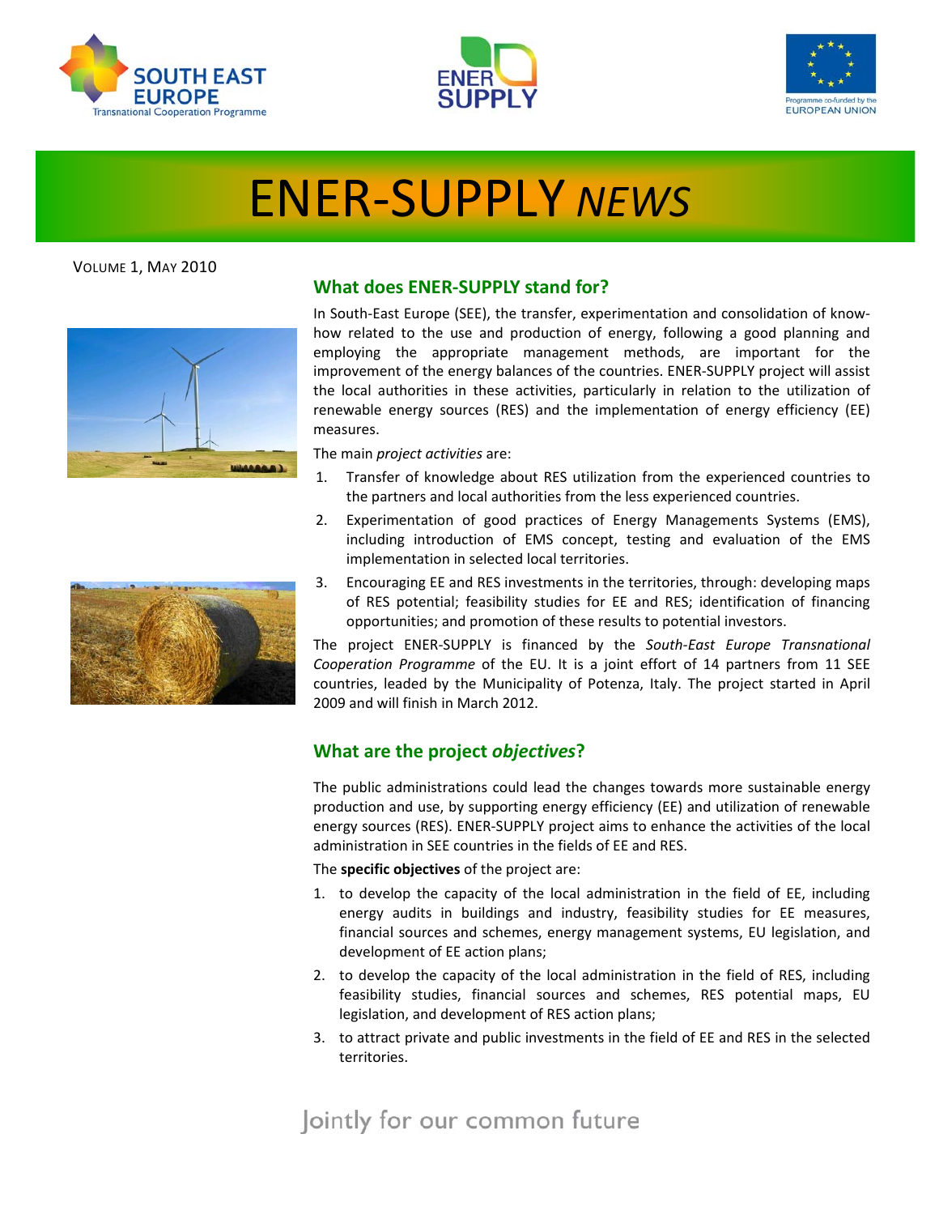# ENER-SUPPLY *NEWS*

VOLUME 1, MAY 2010

## What does ENER-SUPPLY stand for?

In South-East Europe (SEE), the transfer, experimentation and consolidation of know-how related to the use and production of energy, following a good planning and employing the appropriate management methods, are important for the improvement of the energy balances of the countries. ENER-SUPPLY project will assist the local authorities in these activities, particularly in relation to the utilization of renewable energy sources (RES) and the implementation of energy efficiency (EE) measures.

The main *project activities* are:

1. Transfer of knowledge about RES utilization from the experienced countries to the partners and local authorities from the less experienced countries.
2. Experimentation of good practices of Energy Managements Systems (EMS), including introduction of EMS concept, testing and evaluation of the EMS implementation in selected local territories.
3. Encouraging EE and RES investments in the territories, through: developing maps of RES potential; feasibility studies for EE and RES; identification of financing opportunities; and promotion of these results to potential investors.

The project ENER-SUPPLY is financed by the *South-East Europe Transnational Cooperation Programme* of the EU. It is a joint effort of 14 partners from 11 SEE countries, leaded by the Municipality of Potenza, Italy. The project started in April 2009 and will finish in March 2012.

## What are the project *objectives*?

The public administrations could lead the changes towards more sustainable energy production and use, by supporting energy efficiency (EE) and utilization of renewable energy sources (RES). ENER-SUPPLY project aims to enhance the activities of the local administration in SEE countries in the fields of EE and RES.

The **specific objectives** of the project are:

1. to develop the capacity of the local administration in the field of EE, including energy audits in buildings and industry, feasibility studies for EE measures, financial sources and schemes, energy management systems, EU legislation, and development of EE action plans;
2. to develop the capacity of the local administration in the field of RES, including feasibility studies, financial sources and schemes, RES potential maps, EU legislation, and development of RES action plans;
3. to attract private and public investments in the field of EE and RES in the selected territories.

Jointly for our common future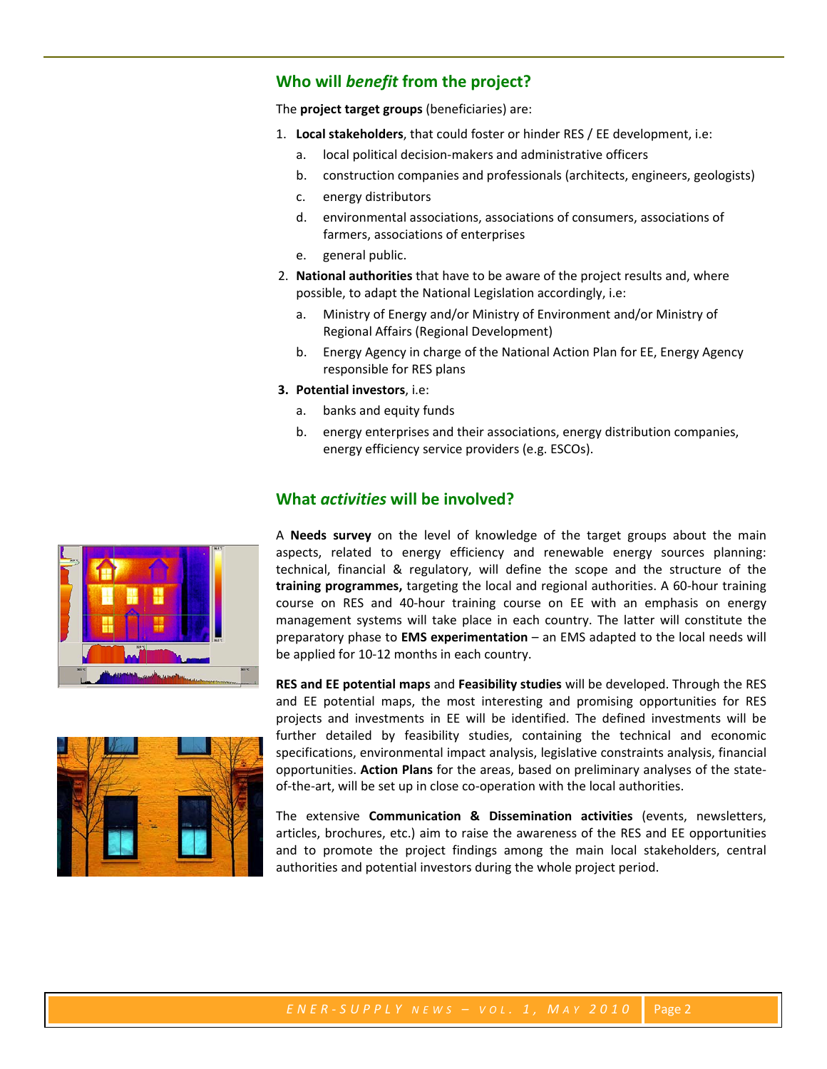## Who will *benefit* from the project?

The **project target groups** (beneficiaries) are:

1. **Local stakeholders**, that could foster or hinder RES / EE development, i.e:
   a. local political decision-makers and administrative officers
   b. construction companies and professionals (architects, engineers, geologists)
   c. energy distributors
   d. environmental associations, associations of consumers, associations of farmers, associations of enterprises
   e. general public.
2. **National authorities** that have to be aware of the project results and, where possible, to adapt the National Legislation accordingly, i.e:
   a. Ministry of Energy and/or Ministry of Environment and/or Ministry of Regional Affairs (Regional Development)
   b. Energy Agency in charge of the National Action Plan for EE, Energy Agency responsible for RES plans
3. **Potential investors**, i.e:
   a. banks and equity funds
   b. energy enterprises and their associations, energy distribution companies, energy efficiency service providers (e.g. ESCOs).

## What *activities* will be involved?

A **Needs survey** on the level of knowledge of the target groups about the main aspects, related to energy efficiency and renewable energy sources planning: technical, financial & regulatory, will define the scope and the structure of the **training programmes,** targeting the local and regional authorities. A 60-hour training course on RES and 40-hour training course on EE with an emphasis on energy management systems will take place in each country. The latter will constitute the preparatory phase to **EMS experimentation** – an EMS adapted to the local needs will be applied for 10-12 months in each country.

**RES and EE potential maps** and **Feasibility studies** will be developed. Through the RES and EE potential maps, the most interesting and promising opportunities for RES projects and investments in EE will be identified. The defined investments will be further detailed by feasibility studies, containing the technical and economic specifications, environmental impact analysis, legislative constraints analysis, financial opportunities. **Action Plans** for the areas, based on preliminary analyses of the state-of-the-art, will be set up in close co-operation with the local authorities.

The extensive **Communication & Dissemination activities** (events, newsletters, articles, brochures, etc.) aim to raise the awareness of the RES and EE opportunities and to promote the project findings among the main local stakeholders, central authorities and potential investors during the whole project period.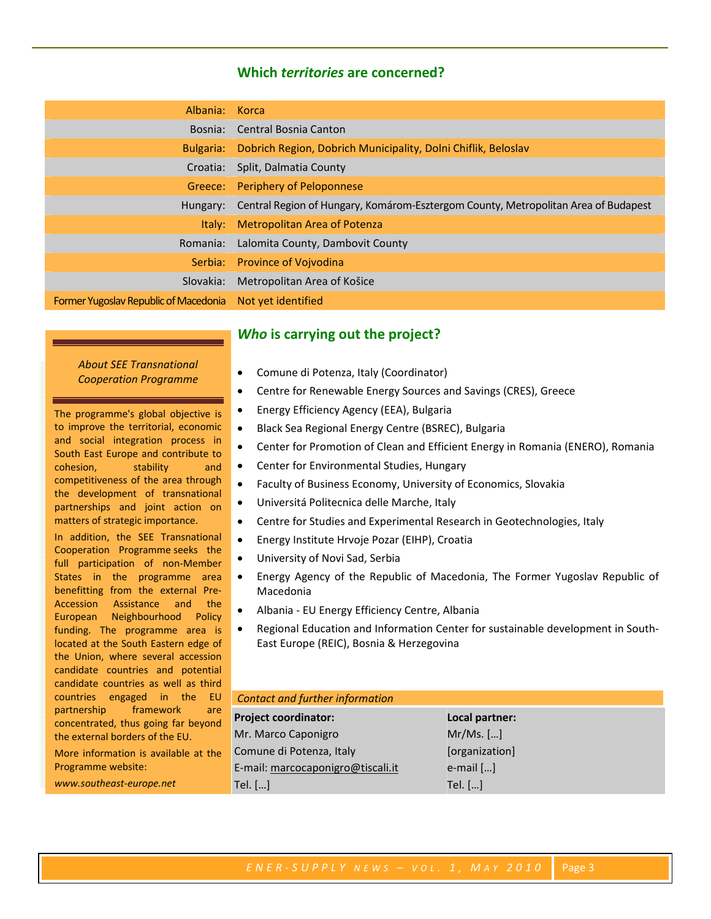## Which *territories* are concerned?

| | |
|---|---|
| Albania: | Korca |
| Bosnia: | Central Bosnia Canton |
| Bulgaria: | Dobrich Region, Dobrich Municipality, Dolni Chiflik, Beloslav |
| Croatia: | Split, Dalmatia County |
| Greece: | Periphery of Peloponnese |
| Hungary: | Central Region of Hungary, Komárom-Esztergom County, Metropolitan Area of Budapest |
| Italy: | Metropolitan Area of Potenza |
| Romania: | Lalomita County, Dambovit County |
| Serbia: | Province of Vojvodina |
| Slovakia: | Metropolitan Area of Košice |
| Former Yugoslav Republic of Macedonia | Not yet identified |

## *Who* is carrying out the project?

- Comune di Potenza, Italy (Coordinator)
- Centre for Renewable Energy Sources and Savings (CRES), Greece
- Energy Efficiency Agency (EEA), Bulgaria
- Black Sea Regional Energy Centre (BSREC), Bulgaria
- Center for Promotion of Clean and Efficient Energy in Romania (ENERO), Romania
- Center for Environmental Studies, Hungary
- Faculty of Business Economy, University of Economics, Slovakia
- Universitá Politecnica delle Marche, Italy
- Centre for Studies and Experimental Research in Geotechnologies, Italy
- Energy Institute Hrvoje Pozar (EIHP), Croatia
- University of Novi Sad, Serbia
- Energy Agency of the Republic of Macedonia, The Former Yugoslav Republic of Macedonia
- Albania - EU Energy Efficiency Centre, Albania
- Regional Education and Information Center for sustainable development in South-East Europe (REIC), Bosnia & Herzegovina

### *About SEE Transnational Cooperation Programme*

The programme's global objective is to improve the territorial, economic and social integration process in South East Europe and contribute to cohesion, stability and competitiveness of the area through the development of transnational partnerships and joint action on matters of strategic importance.

In addition, the SEE Transnational Cooperation Programme seeks the full participation of non-Member States in the programme area benefitting from the external Pre-Accession Assistance and the European Neighbourhood Policy funding. The programme area is located at the South Eastern edge of the Union, where several accession candidate countries and potential candidate countries as well as third countries engaged in the EU partnership framework are concentrated, thus going far beyond the external borders of the EU.

More information is available at the Programme website:

*www.southeast-europe.net*

### *Contact and further information*

| **Project coordinator:** | **Local partner:** |
|---|---|
| Mr. Marco Caponigro | Mr/Ms. […] |
| Comune di Potenza, Italy | [organization] |
| E-mail: marcocaponigro@tiscali.it | e-mail […] |
| Tel. […] | Tel. […] |